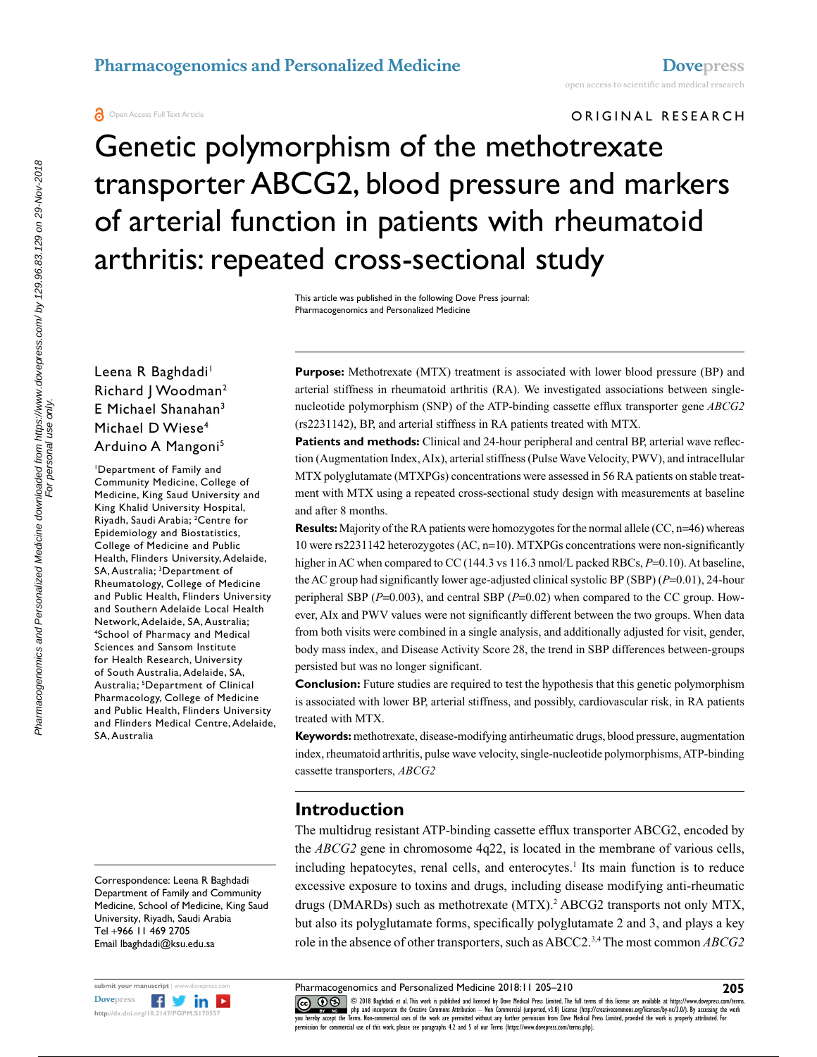ORIGINAL RESEARCH

# Genetic polymorphism of the methotrexate transporter ABCG2, blood pressure and markers of arterial function in patients with rheumatoid arthritis: repeated cross-sectional study

This article was published in the following Dove Press journal: Pharmacogenomics and Personalized Medicine

Leena R Baghdadi[1]
Richard J Woodman[2]
E Michael Shanahan[3]
Michael D Wiese[4]
Arduino A Mangoni[5]

[1]Department of Family and Community Medicine, College of Medicine, King Saud University and King Khalid University Hospital, Riyadh, Saudi Arabia; [2]Centre for Epidemiology and Biostatistics, College of Medicine and Public Health, Flinders University, Adelaide, SA, Australia; [3]Department of Rheumatology, College of Medicine and Public Health, Flinders University and Southern Adelaide Local Health Network, Adelaide, SA, Australia; [4]School of Pharmacy and Medical Sciences and Sansom Institute for Health Research, University of South Australia, Adelaide, SA, Australia; [5]Department of Clinical Pharmacology, College of Medicine and Public Health, Flinders University and Flinders Medical Centre, Adelaide, SA, Australia

Correspondence: Leena R Baghdadi
Department of Family and Community Medicine, School of Medicine, King Saud University, Riyadh, Saudi Arabia
Tel +966 11 469 2705
Email lbaghdadi@ksu.edu.sa

**Purpose:** Methotrexate (MTX) treatment is associated with lower blood pressure (BP) and arterial stiffness in rheumatoid arthritis (RA). We investigated associations between single-nucleotide polymorphism (SNP) of the ATP-binding cassette efflux transporter gene *ABCG2* (rs2231142), BP, and arterial stiffness in RA patients treated with MTX.

**Patients and methods:** Clinical and 24-hour peripheral and central BP, arterial wave reflection (Augmentation Index, AIx), arterial stiffness (Pulse Wave Velocity, PWV), and intracellular MTX polyglutamate (MTXPGs) concentrations were assessed in 56 RA patients on stable treatment with MTX using a repeated cross-sectional study design with measurements at baseline and after 8 months.

**Results:** Majority of the RA patients were homozygotes for the normal allele (CC, n=46) whereas 10 were rs2231142 heterozygotes (AC, n=10). MTXPGs concentrations were non-significantly higher in AC when compared to CC (144.3 vs 116.3 nmol/L packed RBCs, $P$=0.10). At baseline, the AC group had significantly lower age-adjusted clinical systolic BP (SBP) ($P$=0.01), 24-hour peripheral SBP ($P$=0.003), and central SBP ($P$=0.02) when compared to the CC group. However, AIx and PWV values were not significantly different between the two groups. When data from both visits were combined in a single analysis, and additionally adjusted for visit, gender, body mass index, and Disease Activity Score 28, the trend in SBP differences between-groups persisted but was no longer significant.

**Conclusion:** Future studies are required to test the hypothesis that this genetic polymorphism is associated with lower BP, arterial stiffness, and possibly, cardiovascular risk, in RA patients treated with MTX.

**Keywords:** methotrexate, disease-modifying antirheumatic drugs, blood pressure, augmentation index, rheumatoid arthritis, pulse wave velocity, single-nucleotide polymorphisms, ATP-binding cassette transporters, *ABCG2*

## Introduction

The multidrug resistant ATP-binding cassette efflux transporter ABCG2, encoded by the *ABCG2* gene in chromosome 4q22, is located in the membrane of various cells, including hepatocytes, renal cells, and enterocytes.[1] Its main function is to reduce excessive exposure to toxins and drugs, including disease modifying anti-rheumatic drugs (DMARDs) such as methotrexate (MTX).[2] ABCG2 transports not only MTX, but also its polyglutamate forms, specifically polyglutamate 2 and 3, and plays a key role in the absence of other transporters, such as ABCC2.[3,4] The most common *ABCG2*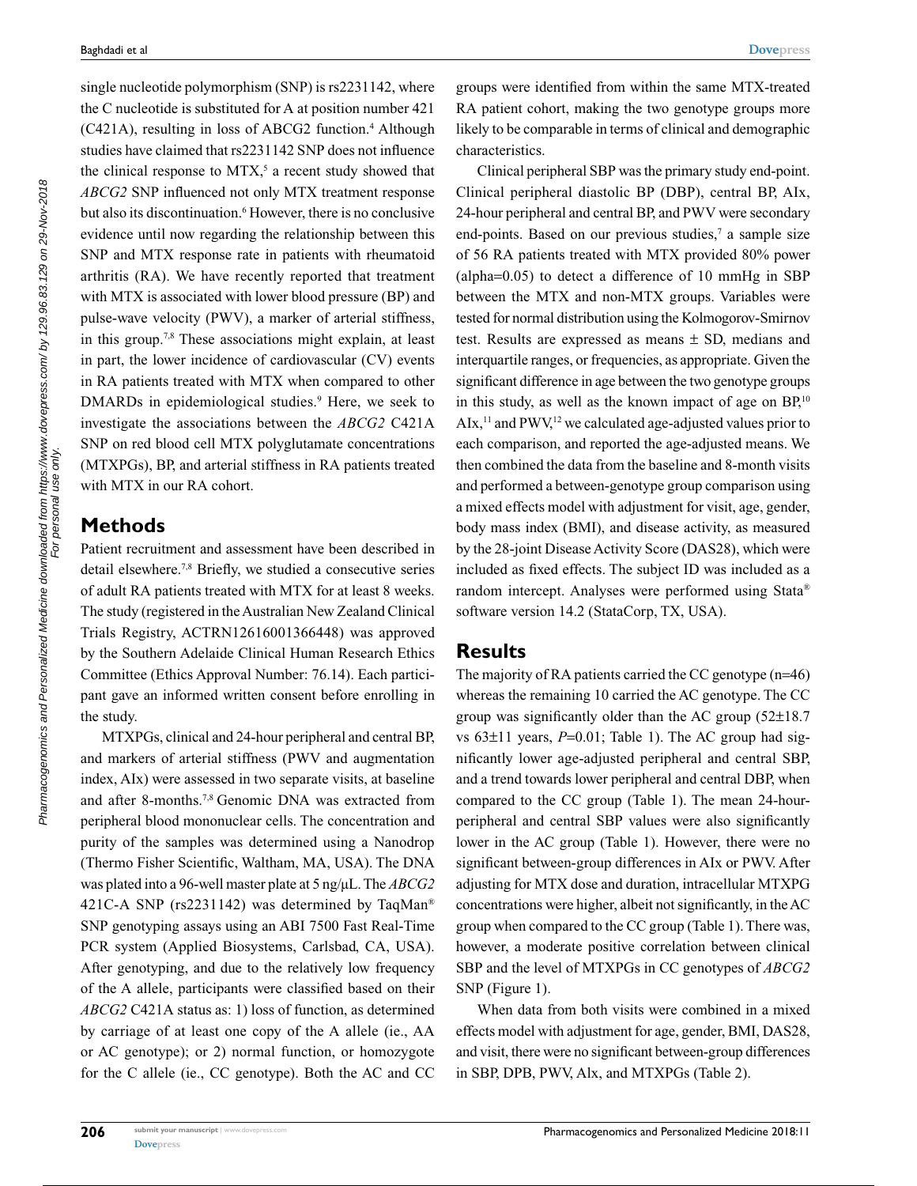single nucleotide polymorphism (SNP) is rs2231142, where the C nucleotide is substituted for A at position number 421 (C421A), resulting in loss of ABCG2 function.[4] Although studies have claimed that rs2231142 SNP does not influence the clinical response to MTX,[5] a recent study showed that *ABCG2* SNP influenced not only MTX treatment response but also its discontinuation.[6] However, there is no conclusive evidence until now regarding the relationship between this SNP and MTX response rate in patients with rheumatoid arthritis (RA). We have recently reported that treatment with MTX is associated with lower blood pressure (BP) and pulse-wave velocity (PWV), a marker of arterial stiffness, in this group.[7,8] These associations might explain, at least in part, the lower incidence of cardiovascular (CV) events in RA patients treated with MTX when compared to other DMARDs in epidemiological studies.[9] Here, we seek to investigate the associations between the *ABCG2* C421A SNP on red blood cell MTX polyglutamate concentrations (MTXPGs), BP, and arterial stiffness in RA patients treated with MTX in our RA cohort.

## Methods

Patient recruitment and assessment have been described in detail elsewhere.[7,8] Briefly, we studied a consecutive series of adult RA patients treated with MTX for at least 8 weeks. The study (registered in the Australian New Zealand Clinical Trials Registry, ACTRN12616001366448) was approved by the Southern Adelaide Clinical Human Research Ethics Committee (Ethics Approval Number: 76.14). Each participant gave an informed written consent before enrolling in the study.

MTXPGs, clinical and 24-hour peripheral and central BP, and markers of arterial stiffness (PWV and augmentation index, AIx) were assessed in two separate visits, at baseline and after 8-months.[7,8] Genomic DNA was extracted from peripheral blood mononuclear cells. The concentration and purity of the samples was determined using a Nanodrop (Thermo Fisher Scientific, Waltham, MA, USA). The DNA was plated into a 96-well master plate at 5 ng/µL. The *ABCG2* 421C-A SNP (rs2231142) was determined by TaqMan® SNP genotyping assays using an ABI 7500 Fast Real-Time PCR system (Applied Biosystems, Carlsbad, CA, USA). After genotyping, and due to the relatively low frequency of the A allele, participants were classified based on their *ABCG2* C421A status as: 1) loss of function, as determined by carriage of at least one copy of the A allele (ie., AA or AC genotype); or 2) normal function, or homozygote for the C allele (ie., CC genotype). Both the AC and CC groups were identified from within the same MTX-treated RA patient cohort, making the two genotype groups more likely to be comparable in terms of clinical and demographic characteristics.

Clinical peripheral SBP was the primary study end-point. Clinical peripheral diastolic BP (DBP), central BP, AIx, 24-hour peripheral and central BP, and PWV were secondary end-points. Based on our previous studies,[7] a sample size of 56 RA patients treated with MTX provided 80% power (alpha=0.05) to detect a difference of 10 mmHg in SBP between the MTX and non-MTX groups. Variables were tested for normal distribution using the Kolmogorov-Smirnov test. Results are expressed as means ± SD, medians and interquartile ranges, or frequencies, as appropriate. Given the significant difference in age between the two genotype groups in this study, as well as the known impact of age on BP,[10] AIx,[11] and PWV,[12] we calculated age-adjusted values prior to each comparison, and reported the age-adjusted means. We then combined the data from the baseline and 8-month visits and performed a between-genotype group comparison using a mixed effects model with adjustment for visit, age, gender, body mass index (BMI), and disease activity, as measured by the 28-joint Disease Activity Score (DAS28), which were included as fixed effects. The subject ID was included as a random intercept. Analyses were performed using Stata® software version 14.2 (StataCorp, TX, USA).

## Results

The majority of RA patients carried the CC genotype (n=46) whereas the remaining 10 carried the AC genotype. The CC group was significantly older than the AC group (52±18.7 vs 63±11 years, $P$=0.01; Table 1). The AC group had significantly lower age-adjusted peripheral and central SBP, and a trend towards lower peripheral and central DBP, when compared to the CC group (Table 1). The mean 24-hour-peripheral and central SBP values were also significantly lower in the AC group (Table 1). However, there were no significant between-group differences in AIx or PWV. After adjusting for MTX dose and duration, intracellular MTXPG concentrations were higher, albeit not significantly, in the AC group when compared to the CC group (Table 1). There was, however, a moderate positive correlation between clinical SBP and the level of MTXPGs in CC genotypes of *ABCG2* SNP (Figure 1).

When data from both visits were combined in a mixed effects model with adjustment for age, gender, BMI, DAS28, and visit, there were no significant between-group differences in SBP, DPB, PWV, Alx, and MTXPGs (Table 2).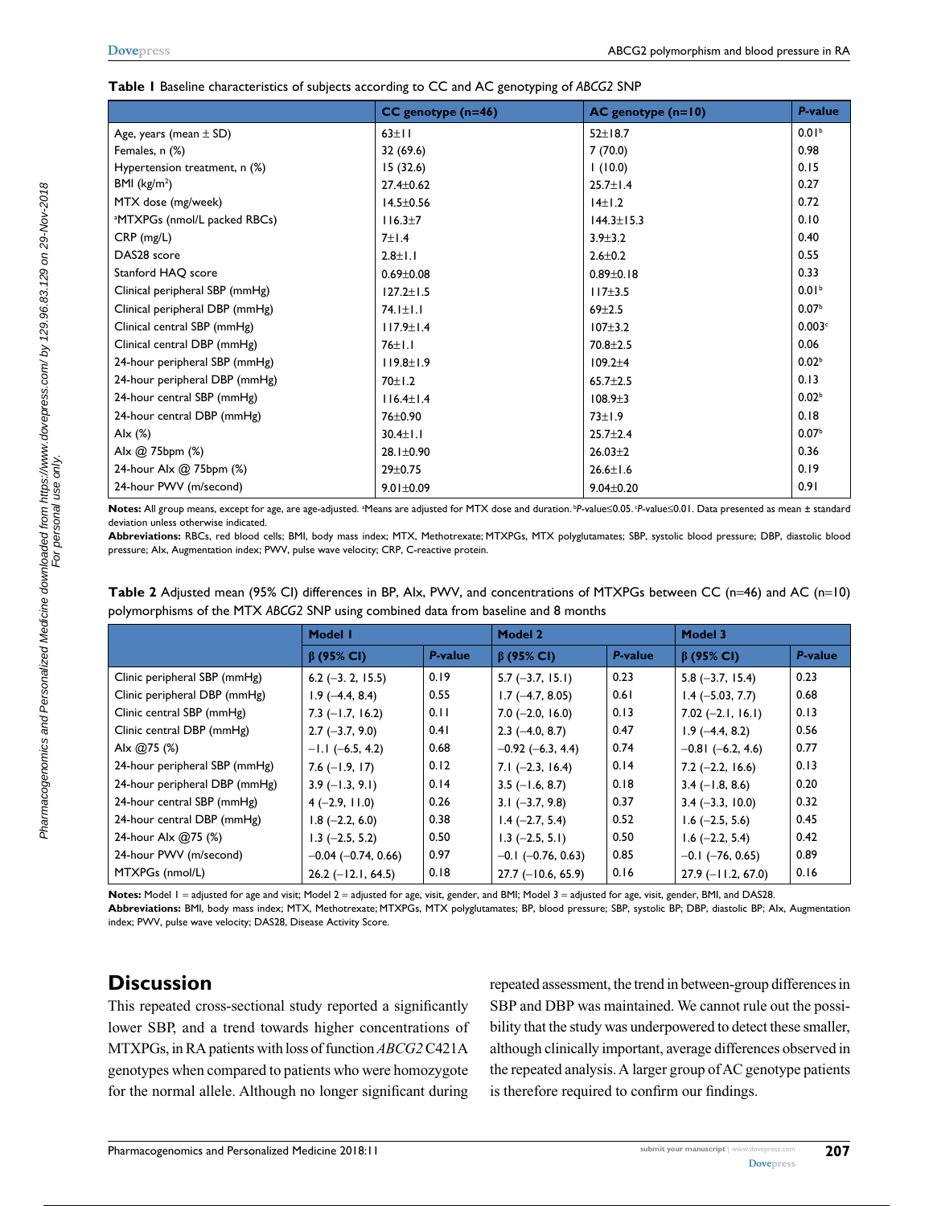**Table 1** Baseline characteristics of subjects according to CC and AC genotyping of *ABCG2* SNP

| | CC genotype (n=46) | AC genotype (n=10) | *P*-value |
|---|---|---|---|
| Age, years (mean ± SD) | 63±11 | 52±18.7 | 0.01[b] |
| Females, n (%) | 32 (69.6) | 7 (70.0) | 0.98 |
| Hypertension treatment, n (%) | 15 (32.6) | 1 (10.0) | 0.15 |
| BMI (kg/m$^2$) | 27.4±0.62 | 25.7±1.4 | 0.27 |
| MTX dose (mg/week) | 14.5±0.56 | 14±1.2 | 0.72 |
| [a]MTXPGs (nmol/L packed RBCs) | 116.3±7 | 144.3±15.3 | 0.10 |
| CRP (mg/L) | 7±1.4 | 3.9±3.2 | 0.40 |
| DAS28 score | 2.8±1.1 | 2.6±0.2 | 0.55 |
| Stanford HAQ score | 0.69±0.08 | 0.89±0.18 | 0.33 |
| Clinical peripheral SBP (mmHg) | 127.2±1.5 | 117±3.5 | 0.01[b] |
| Clinical peripheral DBP (mmHg) | 74.1±1.1 | 69±2.5 | 0.07[b] |
| Clinical central SBP (mmHg) | 117.9±1.4 | 107±3.2 | 0.003[c] |
| Clinical central DBP (mmHg) | 76±1.1 | 70.8±2.5 | 0.06 |
| 24-hour peripheral SBP (mmHg) | 119.8±1.9 | 109.2±4 | 0.02[b] |
| 24-hour peripheral DBP (mmHg) | 70±1.2 | 65.7±2.5 | 0.13 |
| 24-hour central SBP (mmHg) | 116.4±1.4 | 108.9±3 | 0.02[b] |
| 24-hour central DBP (mmHg) | 76±0.90 | 73±1.9 | 0.18 |
| AIx (%) | 30.4±1.1 | 25.7±2.4 | 0.07[b] |
| AIx @ 75bpm (%) | 28.1±0.90 | 26.03±2 | 0.36 |
| 24-hour AIx @ 75bpm (%) | 29±0.75 | 26.6±1.6 | 0.19 |
| 24-hour PWV (m/second) | 9.01±0.09 | 9.04±0.20 | 0.91 |

**Notes:** All group means, except for age, are age-adjusted. [a]Means are adjusted for MTX dose and duration. [b]*P*-value≤0.05. [c]*P*-value≤0.01. Data presented as mean ± standard deviation unless otherwise indicated.

**Abbreviations:** RBCs, red blood cells; BMI, body mass index; MTX, Methotrexate; MTXPGs, MTX polyglutamates; SBP, systolic blood pressure; DBP, diastolic blood pressure; AIx, Augmentation index; PWV, pulse wave velocity; CRP, C-reactive protein.

**Table 2** Adjusted mean (95% CI) differences in BP, AIx, PWV, and concentrations of MTXPGs between CC (n=46) and AC (n=10) polymorphisms of the MTX *ABCG2* SNP using combined data from baseline and 8 months

| | Model 1 | | Model 2 | | Model 3 | |
|---|---|---|---|---|---|---|
| | β (95% CI) | *P*-value | β (95% CI) | *P*-value | β (95% CI) | *P*-value |
| Clinic peripheral SBP (mmHg) | 6.2 (−3. 2, 15.5) | 0.19 | 5.7 (−3.7, 15.1) | 0.23 | 5.8 (−3.7, 15.4) | 0.23 |
| Clinic peripheral DBP (mmHg) | 1.9 (−4.4, 8.4) | 0.55 | 1.7 (−4.7, 8.05) | 0.61 | 1.4 (−5.03, 7.7) | 0.68 |
| Clinic central SBP (mmHg) | 7.3 (−1.7, 16.2) | 0.11 | 7.0 (−2.0, 16.0) | 0.13 | 7.02 (−2.1, 16.1) | 0.13 |
| Clinic central DBP (mmHg) | 2.7 (−3.7, 9.0) | 0.41 | 2.3 (−4.0, 8.7) | 0.47 | 1.9 (−4.4, 8.2) | 0.56 |
| AIx @75 (%) | −1.1 (−6.5, 4.2) | 0.68 | −0.92 (−6.3, 4.4) | 0.74 | −0.81 (−6.2, 4.6) | 0.77 |
| 24-hour peripheral SBP (mmHg) | 7.6 (−1.9, 17) | 0.12 | 7.1 (−2.3, 16.4) | 0.14 | 7.2 (−2.2, 16.6) | 0.13 |
| 24-hour peripheral DBP (mmHg) | 3.9 (−1.3, 9.1) | 0.14 | 3.5 (−1.6, 8.7) | 0.18 | 3.4 (−1.8, 8.6) | 0.20 |
| 24-hour central SBP (mmHg) | 4 (−2.9, 11.0) | 0.26 | 3.1 (−3.7, 9.8) | 0.37 | 3.4 (−3.3, 10.0) | 0.32 |
| 24-hour central DBP (mmHg) | 1.8 (−2.2, 6.0) | 0.38 | 1.4 (−2.7, 5.4) | 0.52 | 1.6 (−2.5, 5.6) | 0.45 |
| 24-hour AIx @75 (%) | 1.3 (−2.5, 5.2) | 0.50 | 1.3 (−2.5, 5.1) | 0.50 | 1.6 (−2.2, 5.4) | 0.42 |
| 24-hour PWV (m/second) | −0.04 (−0.74, 0.66) | 0.97 | −0.1 (−0.76, 0.63) | 0.85 | −0.1 (−76, 0.65) | 0.89 |
| MTXPGs (nmol/L) | 26.2 (−12.1, 64.5) | 0.18 | 27.7 (−10.6, 65.9) | 0.16 | 27.9 (−11.2, 67.0) | 0.16 |

**Notes:** Model 1 = adjusted for age and visit; Model 2 = adjusted for age, visit, gender, and BMI; Model 3 = adjusted for age, visit, gender, BMI, and DAS28.

**Abbreviations:** BMI, body mass index; MTX, Methotrexate; MTXPGs, MTX polyglutamates; BP, blood pressure; SBP, systolic BP; DBP, diastolic BP; AIx, Augmentation index; PWV, pulse wave velocity; DAS28, Disease Activity Score.

## Discussion

This repeated cross-sectional study reported a significantly lower SBP, and a trend towards higher concentrations of MTXPGs, in RA patients with loss of function *ABCG2* C421A genotypes when compared to patients who were homozygote for the normal allele. Although no longer significant during repeated assessment, the trend in between-group differences in SBP and DBP was maintained. We cannot rule out the possibility that the study was underpowered to detect these smaller, although clinically important, average differences observed in the repeated analysis. A larger group of AC genotype patients is therefore required to confirm our findings.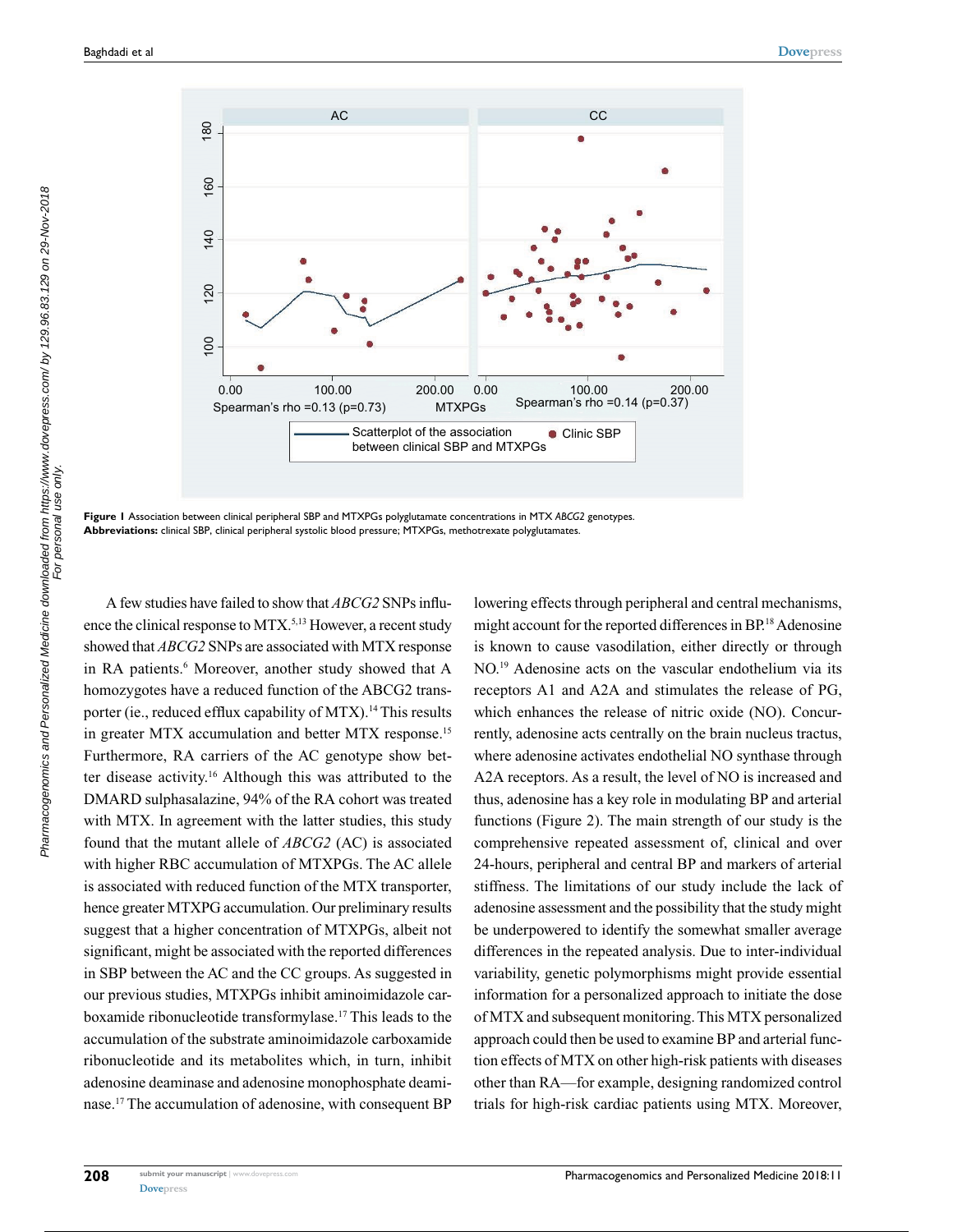**Figure 1** Association between clinical peripheral SBP and MTXPGs polyglutamate concentrations in MTX *ABCG2* genotypes.
**Abbreviations:** clinical SBP, clinical peripheral systolic blood pressure; MTXPGs, methotrexate polyglutamates.

A few studies have failed to show that *ABCG2* SNPs influence the clinical response to MTX.[5,13] However, a recent study showed that *ABCG2* SNPs are associated with MTX response in RA patients.[6] Moreover, another study showed that A homozygotes have a reduced function of the ABCG2 transporter (ie., reduced efflux capability of MTX).[14] This results in greater MTX accumulation and better MTX response.[15] Furthermore, RA carriers of the AC genotype show better disease activity.[16] Although this was attributed to the DMARD sulphasalazine, 94% of the RA cohort was treated with MTX. In agreement with the latter studies, this study found that the mutant allele of *ABCG2* (AC) is associated with higher RBC accumulation of MTXPGs. The AC allele is associated with reduced function of the MTX transporter, hence greater MTXPG accumulation. Our preliminary results suggest that a higher concentration of MTXPGs, albeit not significant, might be associated with the reported differences in SBP between the AC and the CC groups. As suggested in our previous studies, MTXPGs inhibit aminoimidazole carboxamide ribonucleotide transformylase.[17] This leads to the accumulation of the substrate aminoimidazole carboxamide ribonucleotide and its metabolites which, in turn, inhibit adenosine deaminase and adenosine monophosphate deaminase.[17] The accumulation of adenosine, with consequent BP lowering effects through peripheral and central mechanisms, might account for the reported differences in BP.[18] Adenosine is known to cause vasodilation, either directly or through NO.[19] Adenosine acts on the vascular endothelium via its receptors A1 and A2A and stimulates the release of PG, which enhances the release of nitric oxide (NO). Concurrently, adenosine acts centrally on the brain nucleus tractus, where adenosine activates endothelial NO synthase through A2A receptors. As a result, the level of NO is increased and thus, adenosine has a key role in modulating BP and arterial functions (Figure 2). The main strength of our study is the comprehensive repeated assessment of, clinical and over 24-hours, peripheral and central BP and markers of arterial stiffness. The limitations of our study include the lack of adenosine assessment and the possibility that the study might be underpowered to identify the somewhat smaller average differences in the repeated analysis. Due to inter-individual variability, genetic polymorphisms might provide essential information for a personalized approach to initiate the dose of MTX and subsequent monitoring. This MTX personalized approach could then be used to examine BP and arterial function effects of MTX on other high-risk patients with diseases other than RA—for example, designing randomized control trials for high-risk cardiac patients using MTX. Moreover,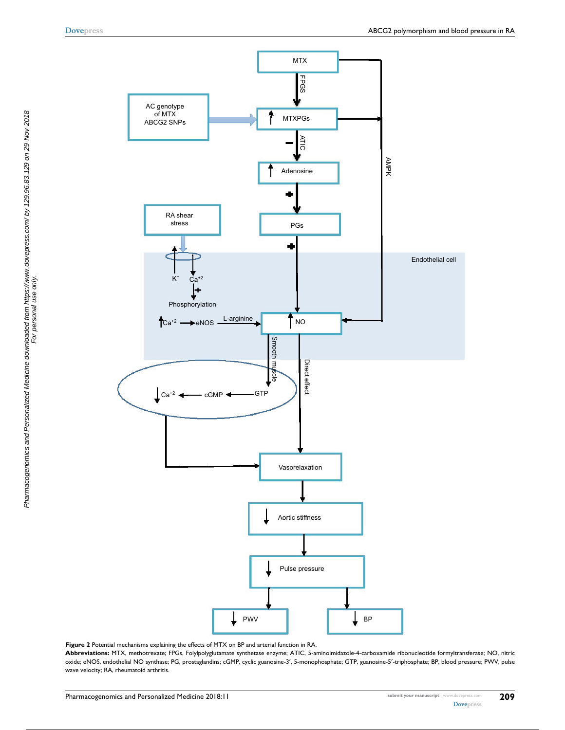**Figure 2** Potential mechanisms explaining the effects of MTX on BP and arterial function in RA.

**Abbreviations:** MTX, methotrexate; FPGs, Folylpolyglutamate synthetase enzyme; ATIC, 5-aminoimidazole-4-carboxamide ribonucleotide formyltransferase; NO, nitric oxide; eNOS, endothelial NO synthase; PG, prostaglandins; cGMP, cyclic guanosine-3′, 5-monophosphate; GTP, guanosine-5′-triphosphate; BP, blood pressure; PWV, pulse wave velocity; RA, rheumatoid arthritis.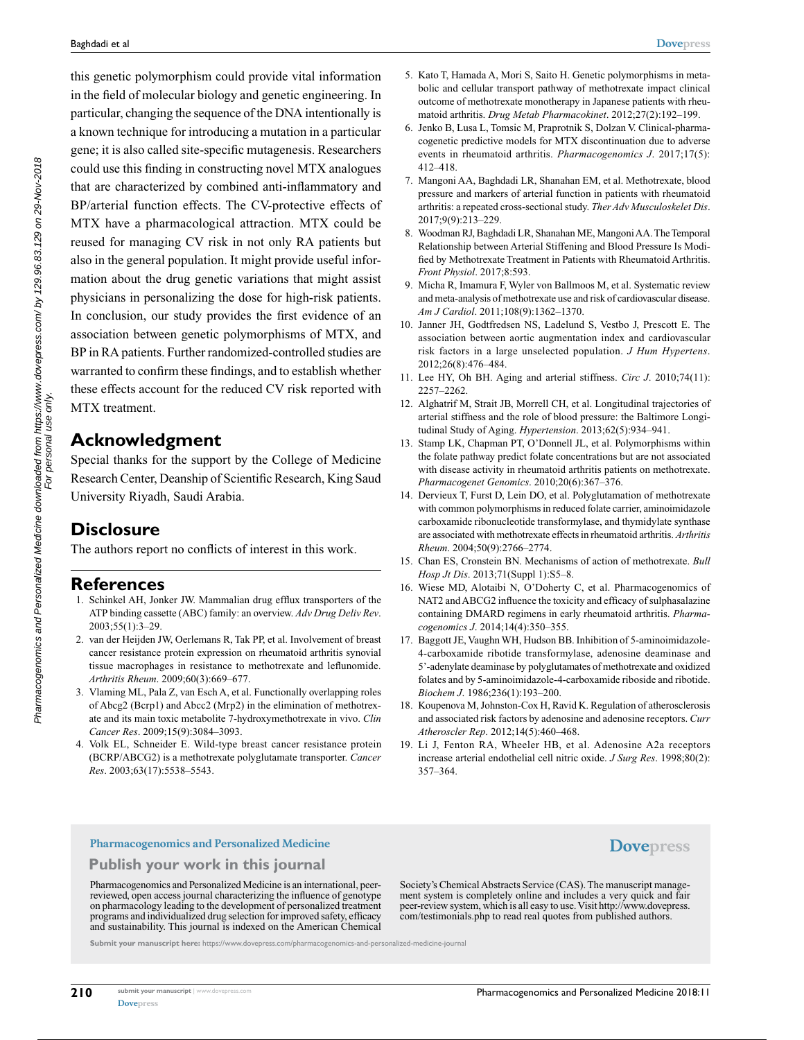this genetic polymorphism could provide vital information in the field of molecular biology and genetic engineering. In particular, changing the sequence of the DNA intentionally is a known technique for introducing a mutation in a particular gene; it is also called site-specific mutagenesis. Researchers could use this finding in constructing novel MTX analogues that are characterized by combined anti-inflammatory and BP/arterial function effects. The CV-protective effects of MTX have a pharmacological attraction. MTX could be reused for managing CV risk in not only RA patients but also in the general population. It might provide useful information about the drug genetic variations that might assist physicians in personalizing the dose for high-risk patients. In conclusion, our study provides the first evidence of an association between genetic polymorphisms of MTX, and BP in RA patients. Further randomized-controlled studies are warranted to confirm these findings, and to establish whether these effects account for the reduced CV risk reported with MTX treatment.

## Acknowledgment

Special thanks for the support by the College of Medicine Research Center, Deanship of Scientific Research, King Saud University Riyadh, Saudi Arabia.

## Disclosure

The authors report no conflicts of interest in this work.

## References

1. Schinkel AH, Jonker JW. Mammalian drug efflux transporters of the ATP binding cassette (ABC) family: an overview. *Adv Drug Deliv Rev*. 2003;55(1):3–29.
2. van der Heijden JW, Oerlemans R, Tak PP, et al. Involvement of breast cancer resistance protein expression on rheumatoid arthritis synovial tissue macrophages in resistance to methotrexate and leflunomide. *Arthritis Rheum*. 2009;60(3):669–677.
3. Vlaming ML, Pala Z, van Esch A, et al. Functionally overlapping roles of Abcg2 (Bcrp1) and Abcc2 (Mrp2) in the elimination of methotrexate and its main toxic metabolite 7-hydroxymethotrexate in vivo. *Clin Cancer Res*. 2009;15(9):3084–3093.
4. Volk EL, Schneider E. Wild-type breast cancer resistance protein (BCRP/ABCG2) is a methotrexate polyglutamate transporter. *Cancer Res*. 2003;63(17):5538–5543.
5. Kato T, Hamada A, Mori S, Saito H. Genetic polymorphisms in metabolic and cellular transport pathway of methotrexate impact clinical outcome of methotrexate monotherapy in Japanese patients with rheumatoid arthritis. *Drug Metab Pharmacokinet*. 2012;27(2):192–199.
6. Jenko B, Lusa L, Tomsic M, Praprotnik S, Dolzan V. Clinical-pharmacogenetic predictive models for MTX discontinuation due to adverse events in rheumatoid arthritis. *Pharmacogenomics J*. 2017;17(5):412–418.
7. Mangoni AA, Baghdadi LR, Shanahan EM, et al. Methotrexate, blood pressure and markers of arterial function in patients with rheumatoid arthritis: a repeated cross-sectional study. *Ther Adv Musculoskelet Dis*. 2017;9(9):213–229.
8. Woodman RJ, Baghdadi LR, Shanahan ME, Mangoni AA. The Temporal Relationship between Arterial Stiffening and Blood Pressure Is Modified by Methotrexate Treatment in Patients with Rheumatoid Arthritis. *Front Physiol*. 2017;8:593.
9. Micha R, Imamura F, Wyler von Ballmoos M, et al. Systematic review and meta-analysis of methotrexate use and risk of cardiovascular disease. *Am J Cardiol*. 2011;108(9):1362–1370.
10. Janner JH, Godtfredsen NS, Ladelund S, Vestbo J, Prescott E. The association between aortic augmentation index and cardiovascular risk factors in a large unselected population. *J Hum Hypertens*. 2012;26(8):476–484.
11. Lee HY, Oh BH. Aging and arterial stiffness. *Circ J*. 2010;74(11):2257–2262.
12. Alghatrif M, Strait JB, Morrell CH, et al. Longitudinal trajectories of arterial stiffness and the role of blood pressure: the Baltimore Longitudinal Study of Aging. *Hypertension*. 2013;62(5):934–941.
13. Stamp LK, Chapman PT, O'Donnell JL, et al. Polymorphisms within the folate pathway predict folate concentrations but are not associated with disease activity in rheumatoid arthritis patients on methotrexate. *Pharmacogenet Genomics*. 2010;20(6):367–376.
14. Dervieux T, Furst D, Lein DO, et al. Polyglutamation of methotrexate with common polymorphisms in reduced folate carrier, aminoimidazole carboxamide ribonucleotide transformylase, and thymidylate synthase are associated with methotrexate effects in rheumatoid arthritis. *Arthritis Rheum*. 2004;50(9):2766–2774.
15. Chan ES, Cronstein BN. Mechanisms of action of methotrexate. *Bull Hosp Jt Dis*. 2013;71(Suppl 1):S5–8.
16. Wiese MD, Alotaibi N, O'Doherty C, et al. Pharmacogenomics of NAT2 and ABCG2 influence the toxicity and efficacy of sulphasalazine containing DMARD regimens in early rheumatoid arthritis. *Pharmacogenomics J*. 2014;14(4):350–355.
17. Baggott JE, Vaughn WH, Hudson BB. Inhibition of 5-aminoimidazole-4-carboxamide ribotide transformylase, adenosine deaminase and 5'-adenylate deaminase by polyglutamates of methotrexate and oxidized folates and by 5-aminoimidazole-4-carboxamide riboside and ribotide. *Biochem J*. 1986;236(1):193–200.
18. Koupenova M, Johnston-Cox H, Ravid K. Regulation of atherosclerosis and associated risk factors by adenosine and adenosine receptors. *Curr Atheroscler Rep*. 2012;14(5):460–468.
19. Li J, Fenton RA, Wheeler HB, et al. Adenosine A2a receptors increase arterial endothelial cell nitric oxide. *J Surg Res*. 1998;80(2):357–364.

**Pharmacogenomics and Personalized Medicine**

**Publish your work in this journal**

Pharmacogenomics and Personalized Medicine is an international, peer-reviewed, open access journal characterizing the influence of genotype on pharmacology leading to the development of personalized treatment programs and individualized drug selection for improved safety, efficacy and sustainability. This journal is indexed on the American Chemical Society's Chemical Abstracts Service (CAS). The manuscript management system is completely online and includes a very quick and fair peer-review system, which is all easy to use. Visit http://www.dovepress.com/testimonials.php to read real quotes from published authors.

**Submit your manuscript here:** https://www.dovepress.com/pharmacogenomics-and-personalized-medicine-journal